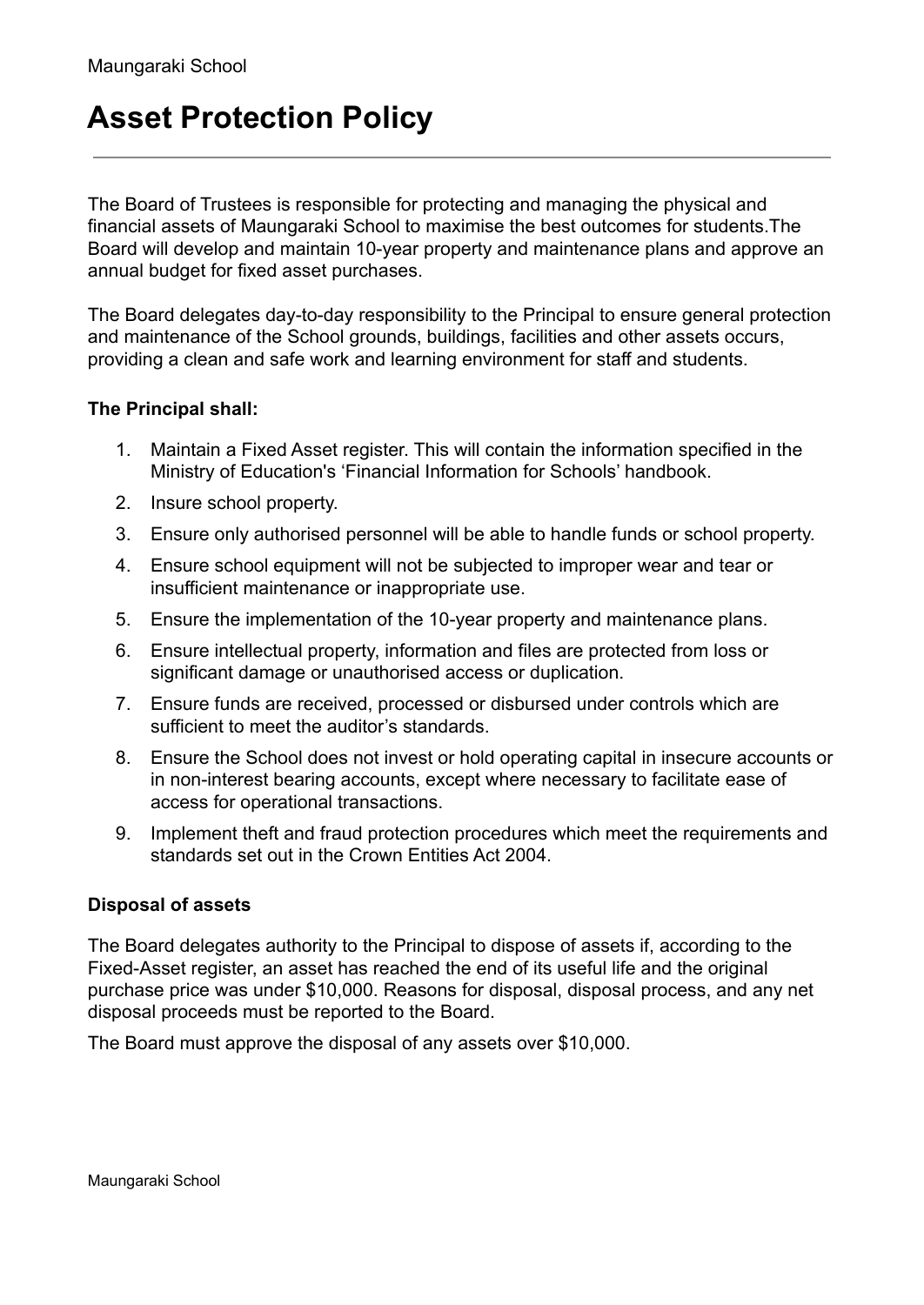# Asset Protection Policy

The Board of Trustees is responsible for protecting and managing the physical and financial assets of Maungaraki School to maximise the best outcomes for students.The Board will develop and maintain 10-year property and maintenance plans and approve an annual budget for fixed asset purchases.

The Board delegates day-to-day responsibility to the Principal to ensure general protection and maintenance of the School grounds, buildings, facilities and other assets occurs, providing a clean and safe work and learning environment for staff and students.

**The Principal shall:**

1. Maintain a Fixed Asset register. This will contain the information specified in the Ministry of Education's 'Financial Information for Schools' handbook.
2. Insure school property.
3. Ensure only authorised personnel will be able to handle funds or school property.
4. Ensure school equipment will not be subjected to improper wear and tear or insufficient maintenance or inappropriate use.
5. Ensure the implementation of the 10-year property and maintenance plans.
6. Ensure intellectual property, information and files are protected from loss or significant damage or unauthorised access or duplication.
7. Ensure funds are received, processed or disbursed under controls which are sufficient to meet the auditor's standards.
8. Ensure the School does not invest or hold operating capital in insecure accounts or in non-interest bearing accounts, except where necessary to facilitate ease of access for operational transactions.
9. Implement theft and fraud protection procedures which meet the requirements and standards set out in the Crown Entities Act 2004.

**Disposal of assets**

The Board delegates authority to the Principal to dispose of assets if, according to the Fixed-Asset register, an asset has reached the end of its useful life and the original purchase price was under $10,000. Reasons for disposal, disposal process, and any net disposal proceeds must be reported to the Board.

The Board must approve the disposal of any assets over $10,000.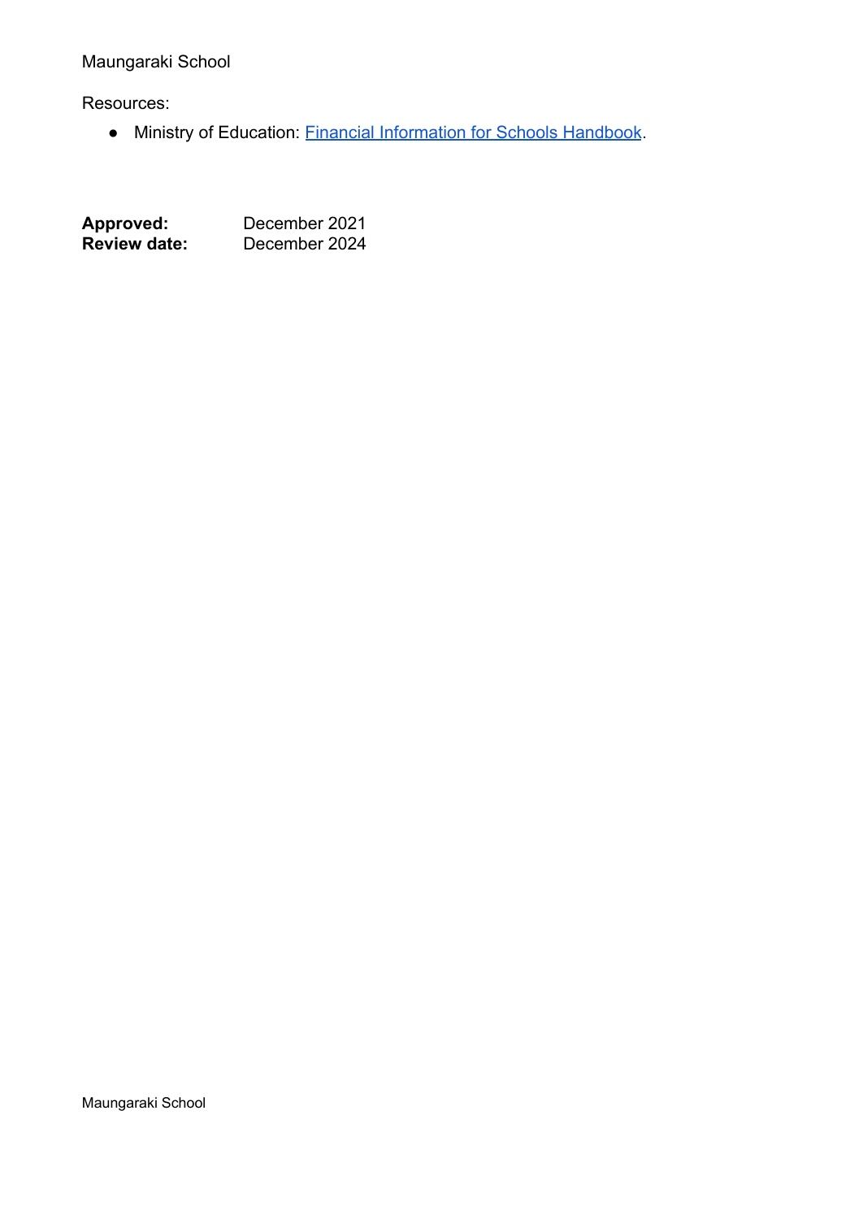Resources:

- Ministry of Education: Financial Information for Schools Handbook.

| | |
|---|---|
| **Approved:** | December 2021 |
| **Review date:** | December 2024 |